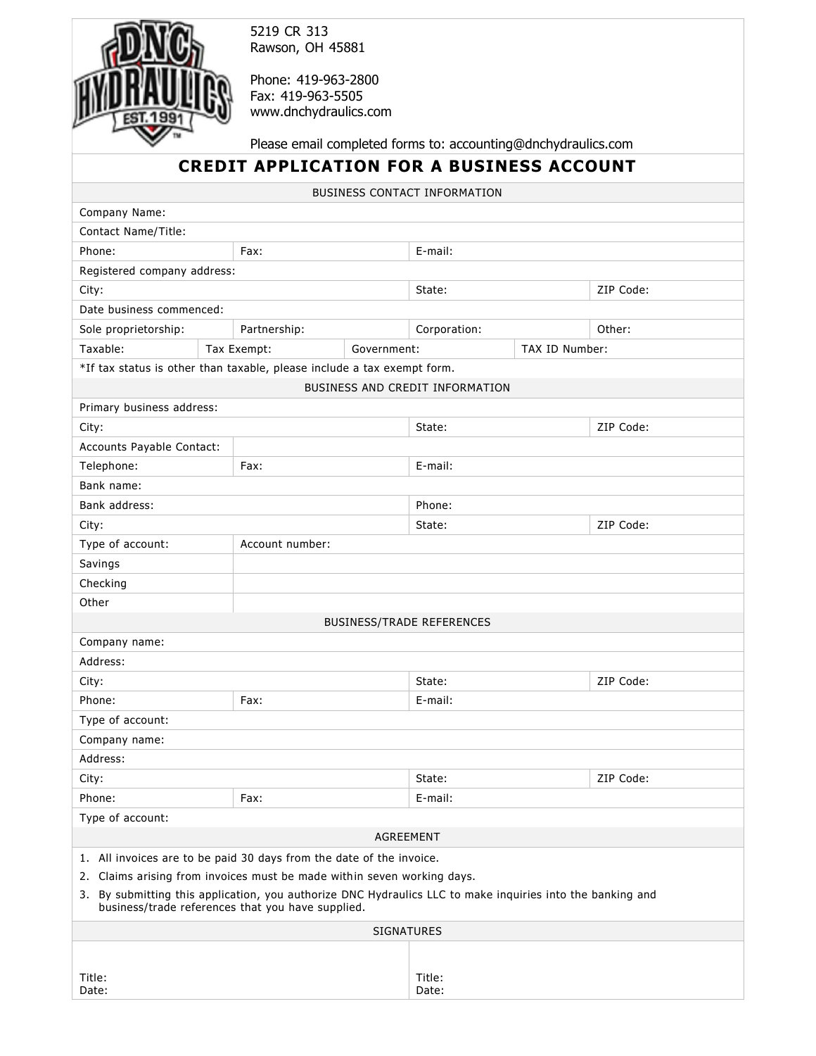5219 CR 313
Rawson, OH 45881

Phone: 419-963-2800
Fax: 419-963-5505
www.dnchydraulics.com

Please email completed forms to: accounting@dnchydraulics.com

# CREDIT APPLICATION FOR A BUSINESS ACCOUNT

## BUSINESS CONTACT INFORMATION

| | | | |
|---|---|---|---|
| Company Name: | | | |
| Contact Name/Title: | | | |
| Phone: | Fax: | E-mail: | |
| Registered company address: | | | |
| City: | | State: | ZIP Code: |
| Date business commenced: | | | |
| Sole proprietorship: | Partnership: | Corporation: | Other: |

| | | | |
|---|---|---|---|
| Taxable: | Tax Exempt: | Government: | TAX ID Number: |

*If tax status is other than taxable, please include a tax exempt form.

## BUSINESS AND CREDIT INFORMATION

| | | | |
|---|---|---|---|
| Primary business address: | | | |
| City: | | State: | ZIP Code: |
| Accounts Payable Contact: | | | |
| Telephone: | Fax: | E-mail: | |
| Bank name: | | | |
| Bank address: | | Phone: | |
| City: | | State: | ZIP Code: |
| Type of account: | Account number: | | |
| Savings | | | |
| Checking | | | |
| Other | | | |

## BUSINESS/TRADE REFERENCES

| | | | |
|---|---|---|---|
| Company name: | | | |
| Address: | | | |
| City: | | State: | ZIP Code: |
| Phone: | Fax: | E-mail: | |
| Type of account: | | | |
| Company name: | | | |
| Address: | | | |
| City: | | State: | ZIP Code: |
| Phone: | Fax: | E-mail: | |
| Type of account: | | | |

## AGREEMENT

1. All invoices are to be paid 30 days from the date of the invoice.
2. Claims arising from invoices must be made within seven working days.
3. By submitting this application, you authorize DNC Hydraulics LLC to make inquiries into the banking and business/trade references that you have supplied.

## SIGNATURES

| | |
|---|---|
| Title:<br>Date: | Title:<br>Date: |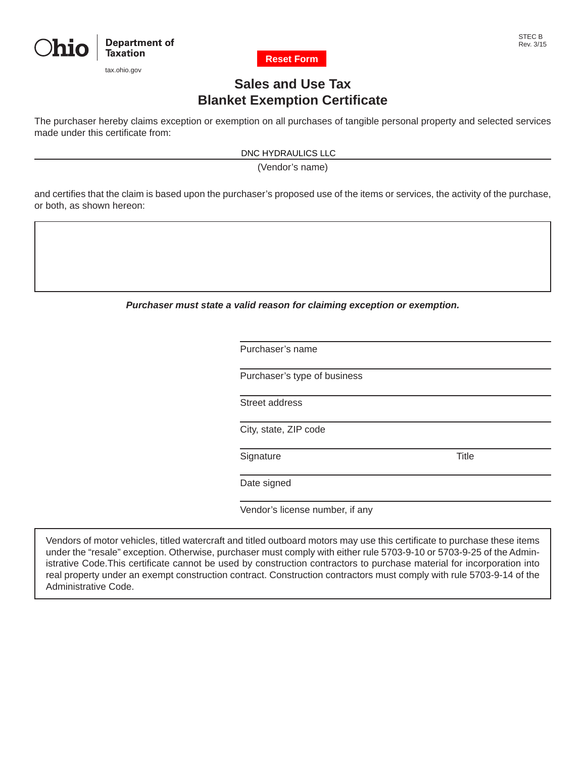Ohio | Department of Taxation

tax.ohio.gov

STEC B
Rev. 3/15

Reset Form

# Sales and Use Tax Blanket Exemption Certificate

The purchaser hereby claims exception or exemption on all purchases of tangible personal property and selected services made under this certificate from:

DNC HYDRAULICS LLC
(Vendor's name)

and certifies that the claim is based upon the purchaser's proposed use of the items or services, the activity of the purchase, or both, as shown hereon:

***Purchaser must state a valid reason for claiming exception or exemption.***

Purchaser's name

Purchaser's type of business

Street address

City, state, ZIP code

Signature    Title

Date signed

Vendor's license number, if any

Vendors of motor vehicles, titled watercraft and titled outboard motors may use this certificate to purchase these items under the "resale" exception. Otherwise, purchaser must comply with either rule 5703-9-10 or 5703-9-25 of the Administrative Code.This certificate cannot be used by construction contractors to purchase material for incorporation into real property under an exempt construction contract. Construction contractors must comply with rule 5703-9-14 of the Administrative Code.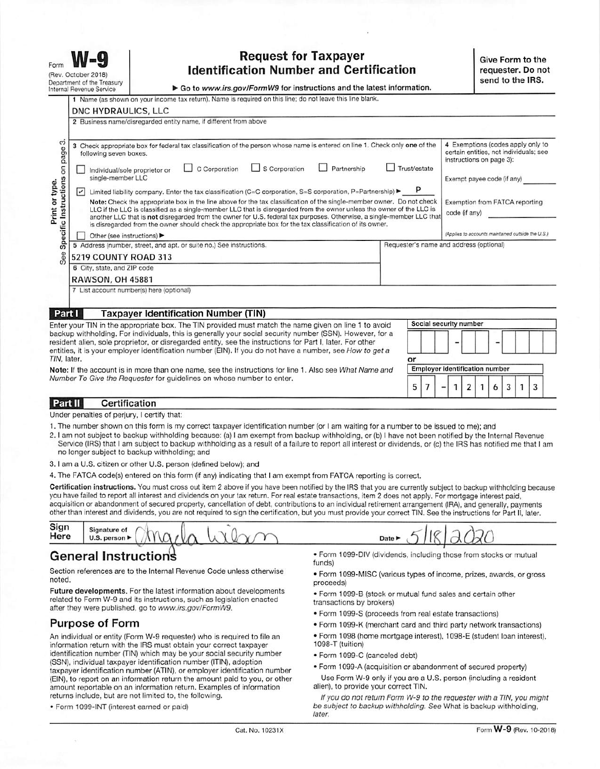Form **W-9**
(Rev. October 2018)
Department of the Treasury
Internal Revenue Service

# Request for Taxpayer Identification Number and Certification

▶ Go to *www.irs.gov/FormW9* for instructions and the latest information.

**Give Form to the requester. Do not send to the IRS.**

Print or type. See Specific Instructions on page 3.

1 Name (as shown on your income tax return). Name is required on this line; do not leave this line blank.
DNC HYDRAULICS, LLC

2 Business name/disregarded entity name, if different from above

3 Check appropriate box for federal tax classification of the person whose name is entered on line 1. Check only **one** of the following seven boxes.

- ☐ Individual/sole proprietor or single-member LLC
- ☐ C Corporation
- ☐ S Corporation
- ☐ Partnership
- ☐ Trust/estate
- ☑ Limited liability company. Enter the tax classification (C=C corporation, S=S corporation, P=Partnership) ▶ P

**Note:** Check the appropriate box in the line above for the tax classification of the single-member owner. Do not check LLC if the LLC is classified as a single-member LLC that is disregarded from the owner unless the owner of the LLC is another LLC that is **not** disregarded from the owner for U.S. federal tax purposes. Otherwise, a single-member LLC that is disregarded from the owner should check the appropriate box for the tax classification of its owner.

- ☐ Other (see instructions) ▶

4 Exemptions (codes apply only to certain entities, not individuals; see instructions on page 3):

Exempt payee code (if any)

Exemption from FATCA reporting code (if any)

*(Applies to accounts maintained outside the U.S.)*

5 Address (number, street, and apt. or suite no.) See instructions.
5219 COUNTY ROAD 313

Requester's name and address (optional)

6 City, state, and ZIP code
RAWSON, OH 45881

7 List account number(s) here (optional)

## Part I Taxpayer Identification Number (TIN)

Enter your TIN in the appropriate box. The TIN provided must match the name given on line 1 to avoid backup withholding. For individuals, this is generally your social security number (SSN). However, for a resident alien, sole proprietor, or disregarded entity, see the instructions for Part I, later. For other entities, it is your employer identification number (EIN). If you do not have a number, see *How to get a TIN,* later.

**Note:** If the account is in more than one name, see the instructions for line 1. Also see *What Name and Number To Give the Requester* for guidelines on whose number to enter.

Social security number

| | | |
|---|---|---|
| | – | – |

or

Employer identification number

| | | |
|---|---|---|
| 57 | – | 1216313 |

## Part II Certification

Under penalties of perjury, I certify that:

1. The number shown on this form is my correct taxpayer identification number (or I am waiting for a number to be issued to me); and
2. I am not subject to backup withholding because: (a) I am exempt from backup withholding, or (b) I have not been notified by the Internal Revenue Service (IRS) that I am subject to backup withholding as a result of a failure to report all interest or dividends, or (c) the IRS has notified me that I am no longer subject to backup withholding; and
3. I am a U.S. citizen or other U.S. person (defined below); and
4. The FATCA code(s) entered on this form (if any) indicating that I am exempt from FATCA reporting is correct.

**Certification instructions.** You must cross out item 2 above if you have been notified by the IRS that you are currently subject to backup withholding because you have failed to report all interest and dividends on your tax return. For real estate transactions, item 2 does not apply. For mortgage interest paid, acquisition or abandonment of secured property, cancellation of debt, contributions to an individual retirement arrangement (IRA), and generally, payments other than interest and dividends, you are not required to sign the certification, but you must provide your correct TIN. See the instructions for Part II, later.

**Sign Here** Signature of U.S. person ▶ Angela Wilson Date ▶ 5/18/2020

# General Instructions

Section references are to the Internal Revenue Code unless otherwise noted.

**Future developments.** For the latest information about developments related to Form W-9 and its instructions, such as legislation enacted after they were published, go to *www.irs.gov/FormW9.*

## Purpose of Form

An individual or entity (Form W-9 requester) who is required to file an information return with the IRS must obtain your correct taxpayer identification number (TIN) which may be your social security number (SSN), individual taxpayer identification number (ITIN), adoption taxpayer identification number (ATIN), or employer identification number (EIN), to report on an information return the amount paid to you, or other amount reportable on an information return. Examples of information returns include, but are not limited to, the following.

- Form 1099-INT (interest earned or paid)
- Form 1099-DIV (dividends, including those from stocks or mutual funds)
- Form 1099-MISC (various types of income, prizes, awards, or gross proceeds)
- Form 1099-B (stock or mutual fund sales and certain other transactions by brokers)
- Form 1099-S (proceeds from real estate transactions)
- Form 1099-K (merchant card and third party network transactions)
- Form 1098 (home mortgage interest), 1098-E (student loan interest), 1098-T (tuition)
- Form 1099-C (canceled debt)
- Form 1099-A (acquisition or abandonment of secured property)

Use Form W-9 only if you are a U.S. person (including a resident alien), to provide your correct TIN.

*If you do not return Form W-9 to the requester with a TIN, you might be subject to backup withholding. See* What is backup withholding, *later.*

Cat. No. 10231X

Form **W-9** (Rev. 10-2018)